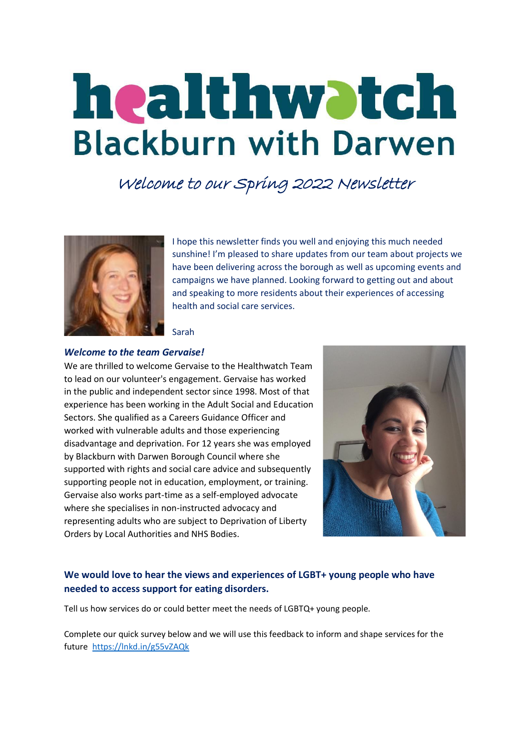# healthwatch Blackburn with Darwen

## Welcome to our Spring 2022 Newsletter

I hope this newsletter finds you well and enjoying this much needed sunshine! I'm pleased to share updates from our team about projects we have been delivering across the borough as well as upcoming events and campaigns we have planned. Looking forward to getting out and about and speaking to more residents about their experiences of accessing health and social care services.

Sarah

### *Welcome to the team Gervaise!*

We are thrilled to welcome Gervaise to the Healthwatch Team to lead on our volunteer's engagement. Gervaise has worked in the public and independent sector since 1998. Most of that experience has been working in the Adult Social and Education Sectors. She qualified as a Careers Guidance Officer and worked with vulnerable adults and those experiencing disadvantage and deprivation. For 12 years she was employed by Blackburn with Darwen Borough Council where she supported with rights and social care advice and subsequently supporting people not in education, employment, or training. Gervaise also works part-time as a self-employed advocate where she specialises in non-instructed advocacy and representing adults who are subject to Deprivation of Liberty Orders by Local Authorities and NHS Bodies.

### We would love to hear the views and experiences of LGBT+ young people who have needed to access support for eating disorders.

Tell us how services do or could better meet the needs of LGBTQ+ young people.

Complete our quick survey below and we will use this feedback to inform and shape services for the future https://lnkd.in/g55vZAQk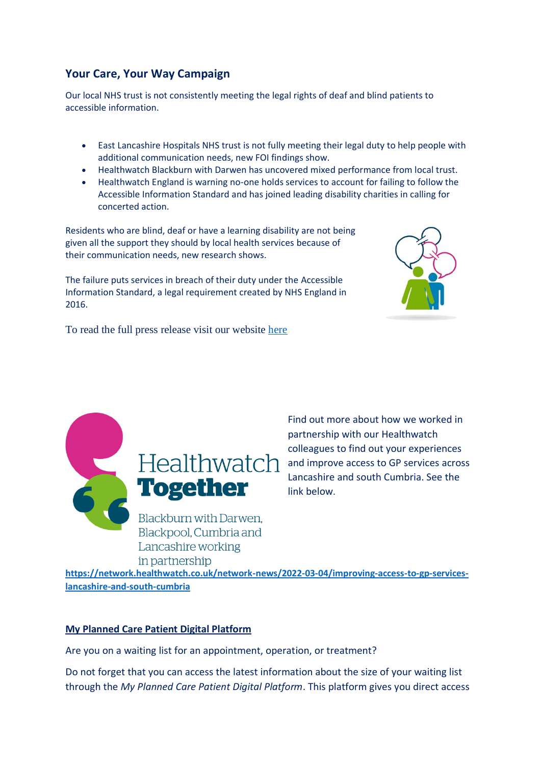## Your Care, Your Way Campaign

Our local NHS trust is not consistently meeting the legal rights of deaf and blind patients to accessible information.

- East Lancashire Hospitals NHS trust is not fully meeting their legal duty to help people with additional communication needs, new FOI findings show.
- Healthwatch Blackburn with Darwen has uncovered mixed performance from local trust.
- Healthwatch England is warning no-one holds services to account for failing to follow the Accessible Information Standard and has joined leading disability charities in calling for concerted action.

Residents who are blind, deaf or have a learning disability are not being given all the support they should by local health services because of their communication needs, new research shows.

The failure puts services in breach of their duty under the Accessible Information Standard, a legal requirement created by NHS England in 2016.

To read the full press release visit our website here

Healthwatch Together

Blackburn with Darwen, Blackpool, Cumbria and Lancashire working in partnership

Find out more about how we worked in partnership with our Healthwatch colleagues to find out your experiences and improve access to GP services across Lancashire and south Cumbria. See the link below.

**https://network.healthwatch.co.uk/network-news/2022-03-04/improving-access-to-gp-services-lancashire-and-south-cumbria**

**My Planned Care Patient Digital Platform**

Are you on a waiting list for an appointment, operation, or treatment?

Do not forget that you can access the latest information about the size of your waiting list through the *My Planned Care Patient Digital Platform*. This platform gives you direct access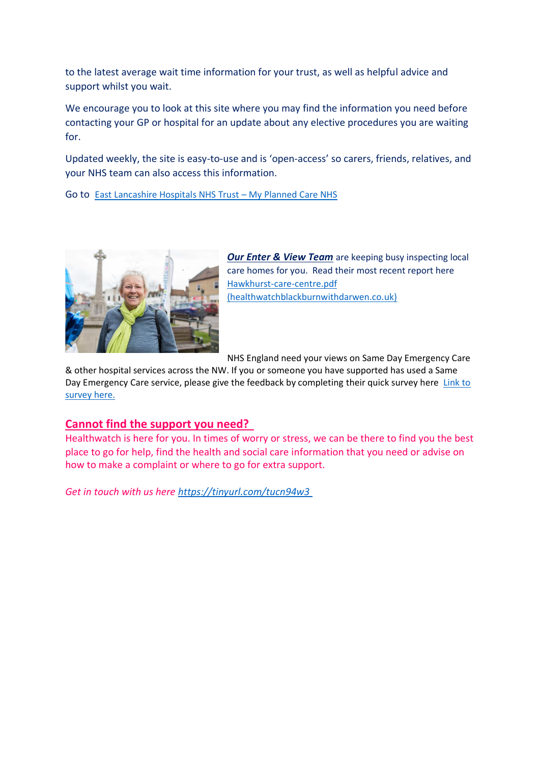to the latest average wait time information for your trust, as well as helpful advice and support whilst you wait.

We encourage you to look at this site where you may find the information you need before contacting your GP or hospital for an update about any elective procedures you are waiting for.

Updated weekly, the site is easy-to-use and is 'open-access' so carers, friends, relatives, and your NHS team can also access this information.

Go to East Lancashire Hospitals NHS Trust – My Planned Care NHS

***Our Enter & View Team*** are keeping busy inspecting local care homes for you. Read their most recent report here Hawkhurst-care-centre.pdf (healthwatchblackburnwithdarwen.co.uk)

NHS England need your views on Same Day Emergency Care & other hospital services across the NW. If you or someone you have supported has used a Same Day Emergency Care service, please give the feedback by completing their quick survey here Link to survey here.

## Cannot find the support you need?

Healthwatch is here for you. In times of worry or stress, we can be there to find you the best place to go for help, find the health and social care information that you need or advise on how to make a complaint or where to go for extra support.

*Get in touch with us here https://tinyurl.com/tucn94w3*